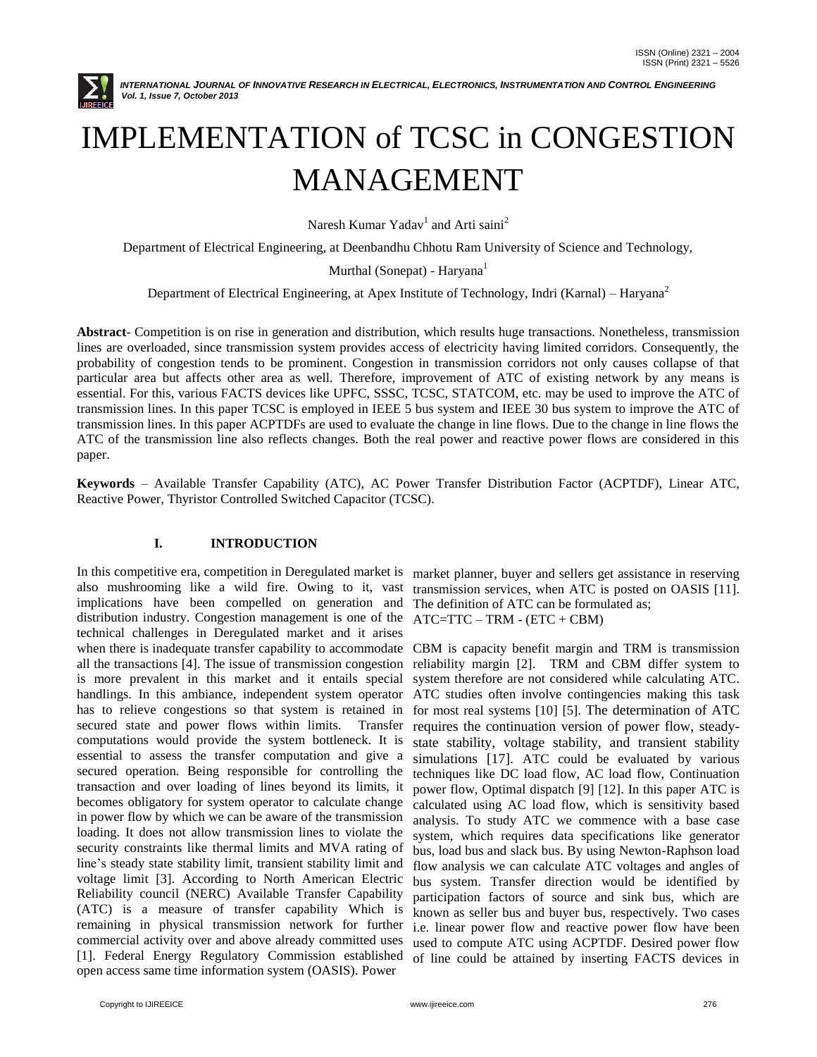# IMPLEMENTATION of TCSC in CONGESTION MANAGEMENT

Naresh Kumar Yadav[1] and Arti saini[2]

Department of Electrical Engineering, at Deenbandhu Chhotu Ram University of Science and Technology, Murthal (Sonepat) - Haryana[1]

Department of Electrical Engineering, at Apex Institute of Technology, Indri (Karnal) – Haryana[2]

**Abstract**- Competition is on rise in generation and distribution, which results huge transactions. Nonetheless, transmission lines are overloaded, since transmission system provides access of electricity having limited corridors. Consequently, the probability of congestion tends to be prominent. Congestion in transmission corridors not only causes collapse of that particular area but affects other area as well. Therefore, improvement of ATC of existing network by any means is essential. For this, various FACTS devices like UPFC, SSSC, TCSC, STATCOM, etc. may be used to improve the ATC of transmission lines. In this paper TCSC is employed in IEEE 5 bus system and IEEE 30 bus system to improve the ATC of transmission lines. In this paper ACPTDFs are used to evaluate the change in line flows. Due to the change in line flows the ATC of the transmission line also reflects changes. Both the real power and reactive power flows are considered in this paper.

**Keywords** – Available Transfer Capability (ATC), AC Power Transfer Distribution Factor (ACPTDF), Linear ATC, Reactive Power, Thyristor Controlled Switched Capacitor (TCSC).

## I. INTRODUCTION

In this competitive era, competition in Deregulated market is also mushrooming like a wild fire. Owing to it, vast implications have been compelled on generation and distribution industry. Congestion management is one of the technical challenges in Deregulated market and it arises when there is inadequate transfer capability to accommodate all the transactions [4]. The issue of transmission congestion is more prevalent in this market and it entails special handlings. In this ambiance, independent system operator has to relieve congestions so that system is retained in secured state and power flows within limits. Transfer computations would provide the system bottleneck. It is essential to assess the transfer computation and give a secured operation. Being responsible for controlling the transaction and over loading of lines beyond its limits, it becomes obligatory for system operator to calculate change in power flow by which we can be aware of the transmission loading. It does not allow transmission lines to violate the security constraints like thermal limits and MVA rating of line's steady state stability limit, transient stability limit and voltage limit [3]. According to North American Electric Reliability council (NERC) Available Transfer Capability (ATC) is a measure of transfer capability Which is remaining in physical transmission network for further commercial activity over and above already committed uses [1]. Federal Energy Regulatory Commission established open access same time information system (OASIS). Power market planner, buyer and sellers get assistance in reserving transmission services, when ATC is posted on OASIS [11]. The definition of ATC can be formulated as;

ATC=TTC – TRM - (ETC + CBM)

CBM is capacity benefit margin and TRM is transmission reliability margin [2]. TRM and CBM differ system to system therefore are not considered while calculating ATC. ATC studies often involve contingencies making this task for most real systems [10] [5]. The determination of ATC requires the continuation version of power flow, steady-state stability, voltage stability, and transient stability simulations [17]. ATC could be evaluated by various techniques like DC load flow, AC load flow, Continuation power flow, Optimal dispatch [9] [12]. In this paper ATC is calculated using AC load flow, which is sensitivity based analysis. To study ATC we commence with a base case system, which requires data specifications like generator bus, load bus and slack bus. By using Newton-Raphson load flow analysis we can calculate ATC voltages and angles of bus system. Transfer direction would be identified by participation factors of source and sink bus, which are known as seller bus and buyer bus, respectively. Two cases i.e. linear power flow and reactive power flow have been used to compute ATC using ACPTDF. Desired power flow of line could be attained by inserting FACTS devices in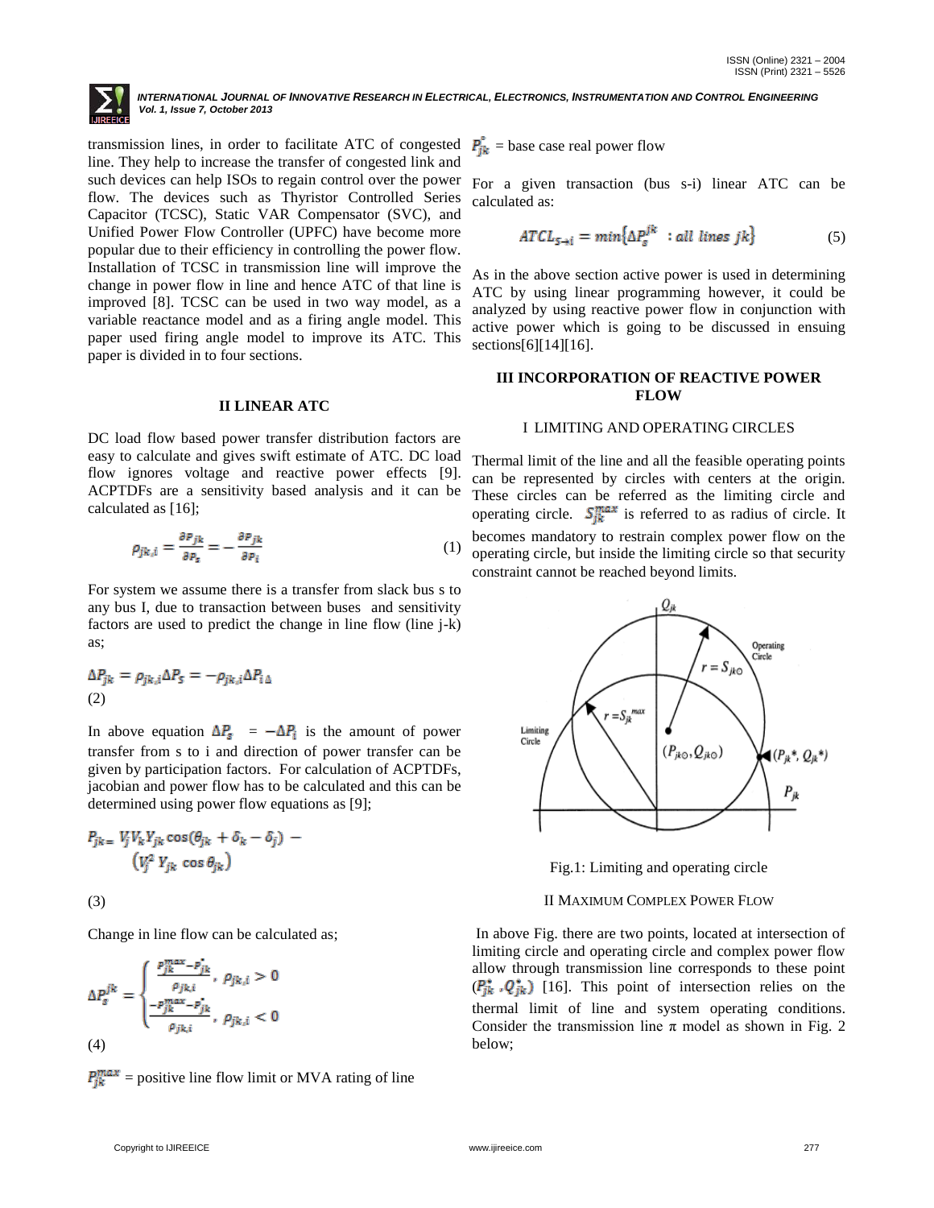transmission lines, in order to facilitate ATC of congested line. They help to increase the transfer of congested link and such devices can help ISOs to regain control over the power flow. The devices such as Thyristor Controlled Series Capacitor (TCSC), Static VAR Compensator (SVC), and Unified Power Flow Controller (UPFC) have become more popular due to their efficiency in controlling the power flow. Installation of TCSC in transmission line will improve the change in power flow in line and hence ATC of that line is improved [8]. TCSC can be used in two way model, as a variable reactance model and as a firing angle model. This paper used firing angle model to improve its ATC. This paper is divided in to four sections.

## II LINEAR ATC

DC load flow based power transfer distribution factors are easy to calculate and gives swift estimate of ATC. DC load flow ignores voltage and reactive power effects [9]. ACPTDFs are a sensitivity based analysis and it can be calculated as [16];

$$\rho_{jk,i} = \frac{\partial P_{jk}}{\partial P_s} = -\frac{\partial P_{jk}}{\partial P_i} \tag{1}$$

For system we assume there is a transfer from slack bus s to any bus I, due to transaction between buses and sensitivity factors are used to predict the change in line flow (line j-k) as;

$$\Delta P_{jk} = \rho_{jk,i}\Delta P_s = -\rho_{jk,i}\Delta P_{i\Delta}$$
(2)

In above equation $\Delta P_s = -\Delta P_i$ is the amount of power transfer from s to i and direction of power transfer can be given by participation factors. For calculation of ACPTDFs, jacobian and power flow has to be calculated and this can be determined using power flow equations as [9];

$$P_{jk} = V_j V_k Y_{jk}\cos(\theta_{jk} + \delta_k - \delta_j) - (V_j^2\, Y_{jk}\, \cos\theta_{jk})$$

(3)

Change in line flow can be calculated as;

$$\Delta P_s^{jk} = \begin{cases} \dfrac{P_{jk}^{max} - P_{jk}^{\circ}}{\rho_{jk,i}}, & \rho_{jk,i} > 0 \\ \dfrac{-P_{jk}^{max} - P_{jk}^{\circ}}{\rho_{jk,i}}, & \rho_{jk,i} < 0 \end{cases}$$

(4)

$P_{jk}^{max}$ = positive line flow limit or MVA rating of line

$P_{jk}^{\circ}$ = base case real power flow

For a given transaction (bus s-i) linear ATC can be calculated as:

$$ATCL_{s\to i} = min\{\Delta P_s^{jk}\ : all\ lines\ jk\} \tag{5}$$

As in the above section active power is used in determining ATC by using linear programming however, it could be analyzed by using reactive power flow in conjunction with active power which is going to be discussed in ensuing sections[6][14][16].

## III INCORPORATION OF REACTIVE POWER FLOW

### I LIMITING AND OPERATING CIRCLES

Thermal limit of the line and all the feasible operating points can be represented by circles with centers at the origin. These circles can be referred as the limiting circle and operating circle. $S_{jk}^{max}$ is referred to as radius of circle. It becomes mandatory to restrain complex power flow on the operating circle, but inside the limiting circle so that security constraint cannot be reached beyond limits.

Fig.1: Limiting and operating circle

### II MAXIMUM COMPLEX POWER FLOW

In above Fig. there are two points, located at intersection of limiting circle and operating circle and complex power flow allow through transmission line corresponds to these point $(P_{jk}^{*}, Q_{jk}^{*})$ [16]. This point of intersection relies on the thermal limit of line and system operating conditions. Consider the transmission line π model as shown in Fig. 2 below;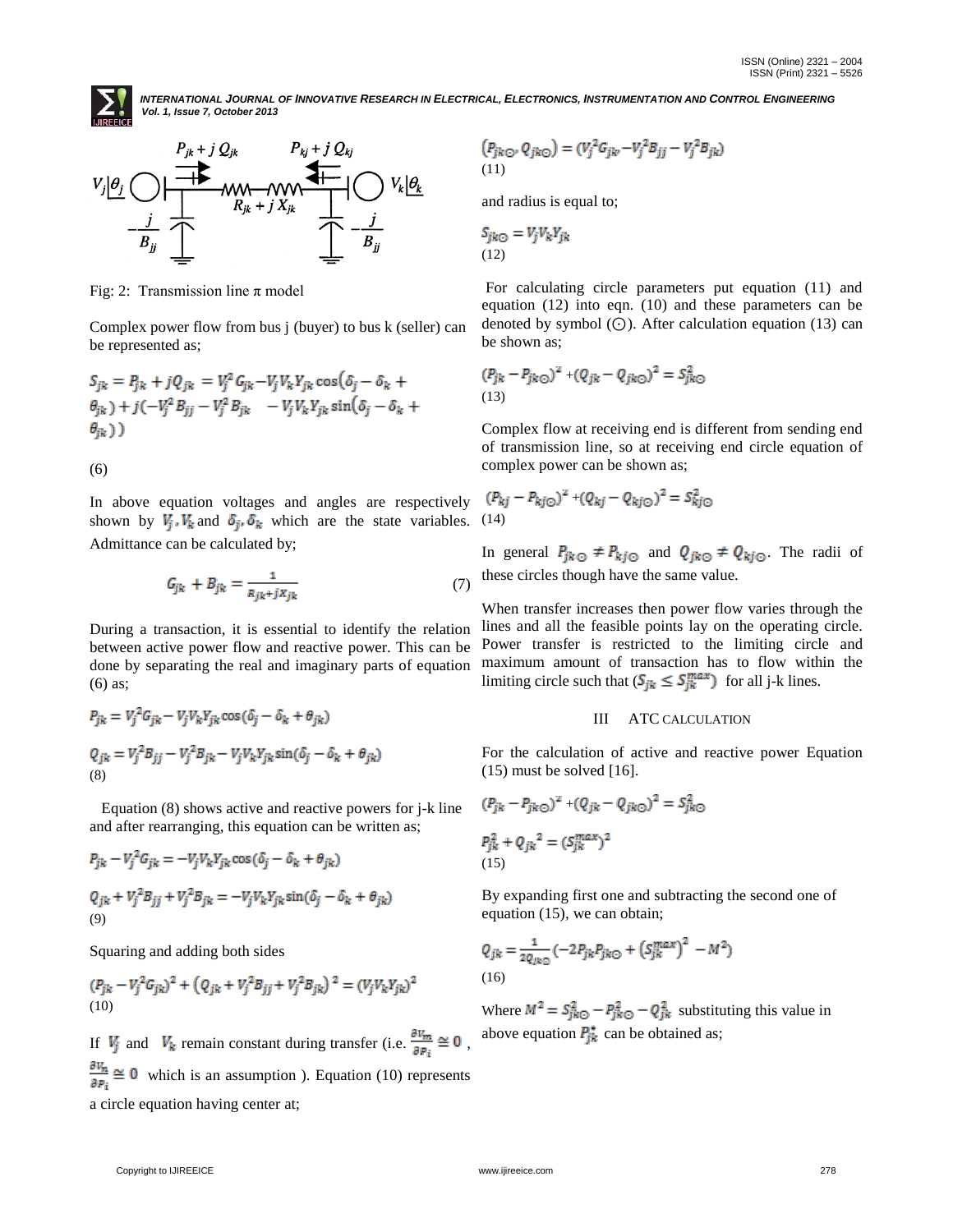Fig: 2: Transmission line π model

Complex power flow from bus j (buyer) to bus k (seller) can be represented as;

$$S_{jk} = P_{jk} + jQ_{jk} = V_j^2 G_{jk} - V_j V_k Y_{jk} \cos(\delta_j - \delta_k + \theta_{jk}) + j(-V_j^2 B_{jj} - V_j^2 B_{jk} \quad - V_j V_k Y_{jk} \sin(\delta_j - \delta_k + \theta_{jk}))$$

(6)

In above equation voltages and angles are respectively shown by $V_j, V_k$ and $\delta_j, \delta_k$ which are the state variables. Admittance can be calculated by;

$$G_{jk} + B_{jk} = \frac{1}{R_{jk} + jX_{jk}} \tag{7}$$

During a transaction, it is essential to identify the relation between active power flow and reactive power. This can be done by separating the real and imaginary parts of equation (6) as;

$$P_{jk} = V_j^2 G_{jk} - V_j V_k Y_{jk} \cos(\delta_j - \delta_k + \theta_{jk})$$

$$Q_{jk} = V_j^2 B_{jj} - V_j^2 B_{jk} - V_j V_k Y_{jk} \sin(\delta_j - \delta_k + \theta_{jk})$$

(8)

Equation (8) shows active and reactive powers for j-k line and after rearranging, this equation can be written as;

$$P_{jk} - V_j^2 G_{jk} = -V_j V_k Y_{jk} \cos(\delta_j - \delta_k + \theta_{jk})$$

$$Q_{jk} + V_j^2 B_{jj} + V_j^2 B_{jk} = -V_j V_k Y_{jk} \sin(\delta_j - \delta_k + \theta_{jk})$$

(9)

Squaring and adding both sides

$$(P_{jk} - V_j^2 G_{jk})^2 + (Q_{jk} + V_j^2 B_{jj} + V_j^2 B_{jk})^2 = (V_j V_k Y_{jk})^2$$

(10)

If $V_j$ and $V_k$ remain constant during transfer (i.e. $\frac{\partial V_m}{\partial P_i} \cong 0$ , $\frac{\partial V_n}{\partial P_i} \cong 0$ which is an assumption ). Equation (10) represents a circle equation having center at;

$$(P_{jk\odot}, Q_{jk\odot}) = (V_j^2 G_{jk}, -V_j^2 B_{jj} - V_j^2 B_{jk})$$

(11)

and radius is equal to;

$$S_{jk\odot} = V_j V_k Y_{jk}$$

(12)

For calculating circle parameters put equation (11) and equation (12) into eqn. (10) and these parameters can be denoted by symbol (⊙). After calculation equation (13) can be shown as;

$$(P_{jk} - P_{jk\odot})^2 + (Q_{jk} - Q_{jk\odot})^2 = S_{jk\odot}^2$$

(13)

Complex flow at receiving end is different from sending end of transmission line, so at receiving end circle equation of complex power can be shown as;

$$(P_{kj} - P_{kj\odot})^2 + (Q_{kj} - Q_{kj\odot})^2 = S_{kj\odot}^2$$

(14)

In general $P_{jk\odot} \neq P_{kj\odot}$ and $Q_{jk\odot} \neq Q_{kj\odot}$. The radii of these circles though have the same value.

When transfer increases then power flow varies through the lines and all the feasible points lay on the operating circle. Power transfer is restricted to the limiting circle and maximum amount of transaction has to flow within the limiting circle such that ($S_{jk} \leq S_{jk}^{max}$) for all j-k lines.

## III ATC CALCULATION

For the calculation of active and reactive power Equation (15) must be solved [16].

$$(P_{jk} - P_{jk\odot})^2 + (Q_{jk} - Q_{jk\odot})^2 = S_{jk\odot}^2$$

$$P_{jk}^2 + Q_{jk}^2 = (S_{jk}^{max})^2$$

(15)

By expanding first one and subtracting the second one of equation (15), we can obtain;

$$Q_{jk} = \frac{1}{2Q_{jk\odot}}(-2P_{jk}P_{jk\odot} + (S_{jk}^{max})^2 - M^2)$$

(16)

Where $M^2 = S_{jk\odot}^2 - P_{jk\odot}^2 - Q_{jk}^2$ substituting this value in above equation $P_{jk}^*$ can be obtained as;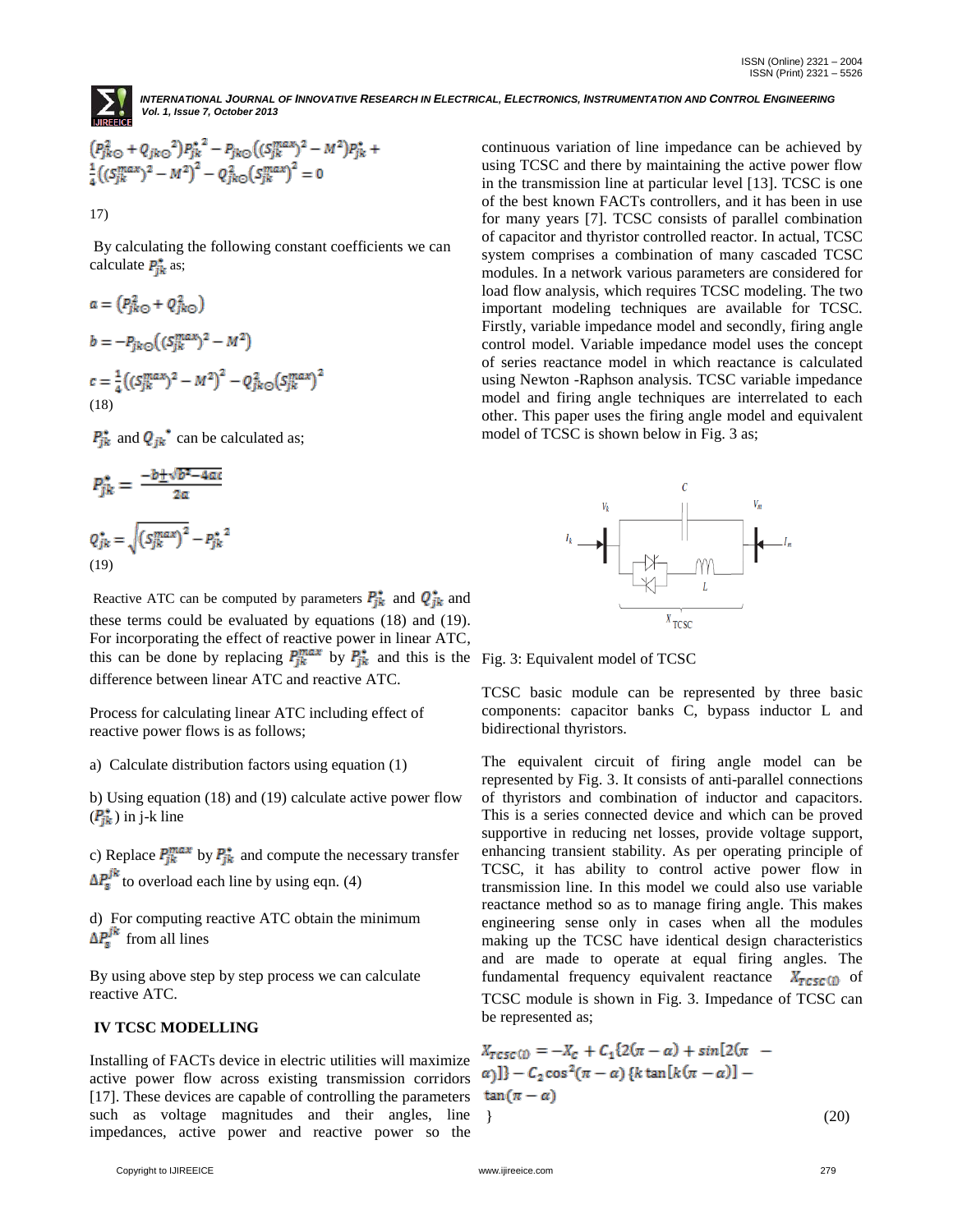$$\left(P_{jk\odot}^2 + Q_{jk\odot}^2\right)P_{jk}^{*\,2} - P_{jk\odot}\left((S_{jk}^{max})^2 - M^2\right)P_{jk}^* + \frac{1}{4}\left((S_{jk}^{max})^2 - M^2\right)^2 - Q_{jk\odot}^2\left(S_{jk}^{max}\right)^2 = 0$$

17)

By calculating the following constant coefficients we can calculate $P_{jk}^*$ as;

$$a = \left(P_{jk\odot}^2 + Q_{jk\odot}^2\right)$$

$$b = -P_{jk\odot}\left((S_{jk}^{max})^2 - M^2\right)$$

$$c = \frac{1}{4}\left((S_{jk}^{max})^2 - M^2\right)^2 - Q_{jk\odot}^2\left(S_{jk}^{max}\right)^2$$

(18)

$P_{jk}^*$ and $Q_{jk}^*$ can be calculated as;

$$P_{jk}^* = \frac{-b \pm \sqrt{b^2 - 4ac}}{2a}$$

$$Q_{jk}^* = \sqrt{\left(S_{jk}^{max}\right)^2 - P_{jk}^{*\,2}}$$

(19)

Reactive ATC can be computed by parameters $P_{jk}^*$ and $Q_{jk}^*$ and these terms could be evaluated by equations (18) and (19). For incorporating the effect of reactive power in linear ATC, this can be done by replacing $P_{jk}^{max}$ by $P_{jk}^*$ and this is the difference between linear ATC and reactive ATC.

Process for calculating linear ATC including effect of reactive power flows is as follows;

a) Calculate distribution factors using equation (1)

b) Using equation (18) and (19) calculate active power flow ($P_{jk}^*$) in j-k line

c) Replace $P_{jk}^{max}$ by $P_{jk}^*$ and compute the necessary transfer $\Delta P_s^{jk}$ to overload each line by using eqn. (4)

d) For computing reactive ATC obtain the minimum $\Delta P_s^{jk}$ from all lines

By using above step by step process we can calculate reactive ATC.

## IV TCSC MODELLING

Installing of FACTs device in electric utilities will maximize active power flow across existing transmission corridors [17]. These devices are capable of controlling the parameters such as voltage magnitudes and their angles, line impedances, active power and reactive power so the continuous variation of line impedance can be achieved by using TCSC and there by maintaining the active power flow in the transmission line at particular level [13]. TCSC is one of the best known FACTs controllers, and it has been in use for many years [7]. TCSC consists of parallel combination of capacitor and thyristor controlled reactor. In actual, TCSC system comprises a combination of many cascaded TCSC modules. In a network various parameters are considered for load flow analysis, which requires TCSC modeling. The two important modeling techniques are available for TCSC. Firstly, variable impedance model and secondly, firing angle control model. Variable impedance model uses the concept of series reactance model in which reactance is calculated using Newton -Raphson analysis. TCSC variable impedance model and firing angle techniques are interrelated to each other. This paper uses the firing angle model and equivalent model of TCSC is shown below in Fig. 3 as;

Fig. 3: Equivalent model of TCSC

TCSC basic module can be represented by three basic components: capacitor banks C, bypass inductor L and bidirectional thyristors.

The equivalent circuit of firing angle model can be represented by Fig. 3. It consists of anti-parallel connections of thyristors and combination of inductor and capacitors. This is a series connected device and which can be proved supportive in reducing net losses, provide voltage support, enhancing transient stability. As per operating principle of TCSC, it has ability to control active power flow in transmission line. In this model we could also use variable reactance method so as to manage firing angle. This makes engineering sense only in cases when all the modules making up the TCSC have identical design characteristics and are made to operate at equal firing angles. The fundamental frequency equivalent reactance $X_{TCSC(1)}$ of TCSC module is shown in Fig. 3. Impedance of TCSC can be represented as;

$$X_{TCSC(1)} = -X_C + C_1\{2(\pi - \alpha) + \sin[2(\pi - \alpha)]\} - C_2\cos^2(\pi - \alpha)\{k\tan[k(\pi - \alpha)] - \tan(\pi - \alpha)\} \quad (20)$$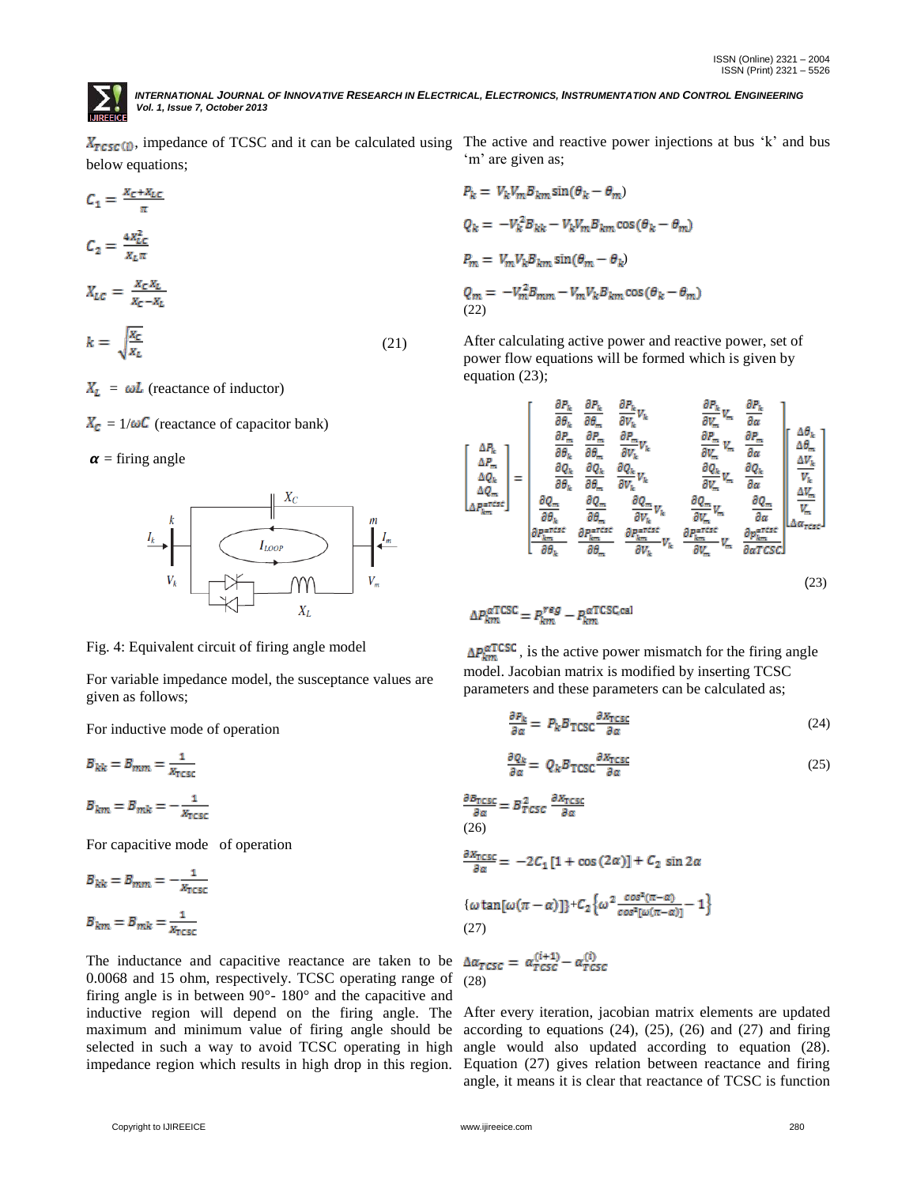$X_{TCSC(i)}$, impedance of TCSC and it can be calculated using below equations;

$$C_1 = \frac{X_C + X_{LC}}{\pi}$$

$$C_2 = \frac{4X_{LC}^2}{X_L \pi}$$

$$X_{LC} = \frac{X_C X_L}{X_C - X_L}$$

$$k = \sqrt{\frac{X_C}{X_L}} \tag{21}$$

$X_L = \omega L$ (reactance of inductor)

$X_C = 1/\omega C$ (reactance of capacitor bank)

$\alpha$ = firing angle

Fig. 4: Equivalent circuit of firing angle model

For variable impedance model, the susceptance values are given as follows;

For inductive mode of operation

$$B_{kk} = B_{mm} = \frac{1}{X_{TCSC}}$$

$$B_{km} = B_{mk} = -\frac{1}{X_{TCSC}}$$

For capacitive mode of operation

$$B_{kk} = B_{mm} = -\frac{1}{X_{TCSC}}$$

$$B_{km} = B_{mk} = \frac{1}{X_{TCSC}}$$

The inductance and capacitive reactance are taken to be 0.0068 and 15 ohm, respectively. TCSC operating range of firing angle is in between 90°- 180° and the capacitive and inductive region will depend on the firing angle. The maximum and minimum value of firing angle should be selected in such a way to avoid TCSC operating in high impedance region which results in high drop in this region.

The active and reactive power injections at bus 'k' and bus 'm' are given as;

$$P_k = V_k V_m B_{km} \sin(\theta_k - \theta_m)$$

$$Q_k = -V_k^2 B_{kk} - V_k V_m B_{km} \cos(\theta_k - \theta_m)$$

$$P_m = V_m V_k B_{km} \sin(\theta_m - \theta_k)$$

$$Q_m = -V_m^2 B_{mm} - V_m V_k B_{km} \cos(\theta_k - \theta_m) \tag{22}$$

After calculating active power and reactive power, set of power flow equations will be formed which is given by equation (23);

$$\begin{bmatrix} \Delta P_k \\ \Delta P_m \\ \Delta Q_k \\ \Delta Q_m \\ \Delta P_{km}^{\alpha TCSC} \end{bmatrix} = \begin{bmatrix} \frac{\partial P_k}{\partial \theta_k} & \frac{\partial P_k}{\partial \theta_m} & \frac{\partial P_k}{\partial V_k} V_k & \frac{\partial P_k}{\partial V_m} V_m & \frac{\partial P_k}{\partial \alpha} \\ \frac{\partial P_m}{\partial \theta_k} & \frac{\partial P_m}{\partial \theta_m} & \frac{\partial P_m}{\partial V_k} V_k & \frac{\partial P_m}{\partial V_m} V_m & \frac{\partial P_m}{\partial \alpha} \\ \frac{\partial Q_k}{\partial \theta_k} & \frac{\partial Q_k}{\partial \theta_m} & \frac{\partial Q_k}{\partial V_k} V_k & \frac{\partial Q_k}{\partial V_m} V_m & \frac{\partial Q_k}{\partial \alpha} \\ \frac{\partial Q_m}{\partial \theta_k} & \frac{\partial Q_m}{\partial \theta_m} & \frac{\partial Q_m}{\partial V_k} V_k & \frac{\partial Q_m}{\partial V_m} V_m & \frac{\partial Q_m}{\partial \alpha} \\ \frac{\partial P_{km}^{\alpha TCSC}}{\partial \theta_k} & \frac{\partial P_{km}^{\alpha TCSC}}{\partial \theta_m} & \frac{\partial P_{km}^{\alpha TCSC}}{\partial V_k} V_k & \frac{\partial P_{km}^{\alpha TCSC}}{\partial V_m} V_m & \frac{\partial P_{km}^{\alpha TCSC}}{\partial \alpha TCSC} \end{bmatrix} \begin{bmatrix} \Delta \theta_k \\ \Delta \theta_m \\ \frac{\Delta V_k}{V_k} \\ \frac{\Delta V_m}{V_m} \\ \Delta \alpha_{TCSC} \end{bmatrix} \tag{23}$$

$$\Delta P_{km}^{\alpha TCSC} = P_{km}^{reg} - P_{km}^{\alpha TCSC,cal}$$

$\Delta P_{km}^{\alpha TCSC}$, is the active power mismatch for the firing angle model. Jacobian matrix is modified by inserting TCSC parameters and these parameters can be calculated as;

$$\frac{\partial P_k}{\partial \alpha} = P_k B_{TCSC} \frac{\partial X_{TCSC}}{\partial \alpha} \tag{24}$$

$$\frac{\partial Q_k}{\partial \alpha} = Q_k B_{TCSC} \frac{\partial X_{TCSC}}{\partial \alpha} \tag{25}$$

$$\frac{\partial B_{TCSC}}{\partial \alpha} = B_{TCSC}^2 \frac{\partial X_{TCSC}}{\partial \alpha} \tag{26}$$

$$\frac{\partial X_{TCSC}}{\partial \alpha} = -2C_1[1 + \cos(2\alpha)] + C_2 \sin 2\alpha$$

$$\{\omega \tan[\omega(\pi - \alpha)]\} + C_2 \left\{\omega^2 \frac{\cos^2(\pi - \alpha)}{\cos^2[\omega(\pi - \alpha)]} - 1\right\} \tag{27}$$

$$\Delta \alpha_{TCSC} = \alpha_{TCSC}^{(i+1)} - \alpha_{TCSC}^{(i)} \tag{28}$$

After every iteration, jacobian matrix elements are updated according to equations (24), (25), (26) and (27) and firing angle would also updated according to equation (28). Equation (27) gives relation between reactance and firing angle, it means it is clear that reactance of TCSC is function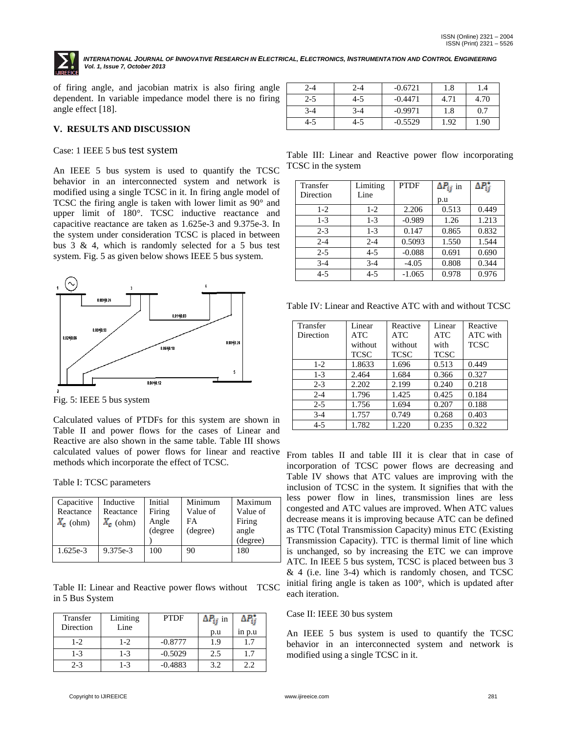of firing angle, and jacobian matrix is also firing angle dependent. In variable impedance model there is no firing angle effect [18].

## V. RESULTS AND DISCUSSION

Case: 1 IEEE 5 bus test system

An IEEE 5 bus system is used to quantify the TCSC behavior in an interconnected system and network is modified using a single TCSC in it. In firing angle model of TCSC the firing angle is taken with lower limit as 90° and upper limit of 180°. TCSC inductive reactance and capacitive reactance are taken as 1.625e-3 and 9.375e-3. In the system under consideration TCSC is placed in between bus 3 & 4, which is randomly selected for a 5 bus test system. Fig. 5 as given below shows IEEE 5 bus system.

Fig. 5: IEEE 5 bus system

Calculated values of PTDFs for this system are shown in Table II and power flows for the cases of Linear and Reactive are also shown in the same table. Table III shows calculated values of power flows for linear and reactive methods which incorporate the effect of TCSC.

Table I: TCSC parameters

| Capacitive Reactance $X_c$ (ohm) | Inductive Reactance $X_c$ (ohm) | Initial Firing Angle (degree) | Minimum Value of FA (degree) | Maximum Value of Firing angle (degree) |
|---|---|---|---|---|
| 1.625e-3 | 9.375e-3 | 100 | 90 | 180 |

Table II: Linear and Reactive power flows without TCSC in 5 Bus System

| Transfer Direction | Limiting Line | PTDF | $\Delta P_{ij}$ in p.u | $\Delta P^{*}_{ij}$ in p.u |
|---|---|---|---|---|
| 1-2 | 1-2 | -0.8777 | 1.9 | 1.7 |
| 1-3 | 1-3 | -0.5029 | 2.5 | 1.7 |
| 2-3 | 1-3 | -0.4883 | 3.2 | 2.2 |
| 2-4 | 2-4 | -0.6721 | 1.8 | 1.4 |
| 2-5 | 4-5 | -0.4471 | 4.71 | 4.70 |
| 3-4 | 3-4 | -0.9971 | 1.8 | 0.7 |
| 4-5 | 4-5 | -0.5529 | 1.92 | 1.90 |

Table III: Linear and Reactive power flow incorporating TCSC in the system

| Transfer Direction | Limiting Line | PTDF | $\Delta P_{ij}$ in p.u | $\Delta P^{*}_{ij}$ |
|---|---|---|---|---|
| 1-2 | 1-2 | 2.206 | 0.513 | 0.449 |
| 1-3 | 1-3 | -0.989 | 1.26 | 1.213 |
| 2-3 | 1-3 | 0.147 | 0.865 | 0.832 |
| 2-4 | 2-4 | 0.5093 | 1.550 | 1.544 |
| 2-5 | 4-5 | -0.088 | 0.691 | 0.690 |
| 3-4 | 3-4 | -4.05 | 0.808 | 0.344 |
| 4-5 | 4-5 | -1.065 | 0.978 | 0.976 |

Table IV: Linear and Reactive ATC with and without TCSC

| Transfer Direction | Linear ATC without TCSC | Reactive ATC without TCSC | Linear ATC with TCSC | Reactive ATC with TCSC |
|---|---|---|---|---|
| 1-2 | 1.8633 | 1.696 | 0.513 | 0.449 |
| 1-3 | 2.464 | 1.684 | 0.366 | 0.327 |
| 2-3 | 2.202 | 2.199 | 0.240 | 0.218 |
| 2-4 | 1.796 | 1.425 | 0.425 | 0.184 |
| 2-5 | 1.756 | 1.694 | 0.207 | 0.188 |
| 3-4 | 1.757 | 0.749 | 0.268 | 0.403 |
| 4-5 | 1.782 | 1.220 | 0.235 | 0.322 |

From tables II and table III it is clear that in case of incorporation of TCSC power flows are decreasing and Table IV shows that ATC values are improving with the inclusion of TCSC in the system. It signifies that with the less power flow in lines, transmission lines are less congested and ATC values are improved. When ATC values decrease means it is improving because ATC can be defined as TTC (Total Transmission Capacity) minus ETC (Existing Transmission Capacity). TTC is thermal limit of line which is unchanged, so by increasing the ETC we can improve ATC. In IEEE 5 bus system, TCSC is placed between bus 3 & 4 (i.e. line 3-4) which is randomly chosen, and TCSC initial firing angle is taken as 100°, which is updated after each iteration.

Case II: IEEE 30 bus system

An IEEE 5 bus system is used to quantify the TCSC behavior in an interconnected system and network is modified using a single TCSC in it.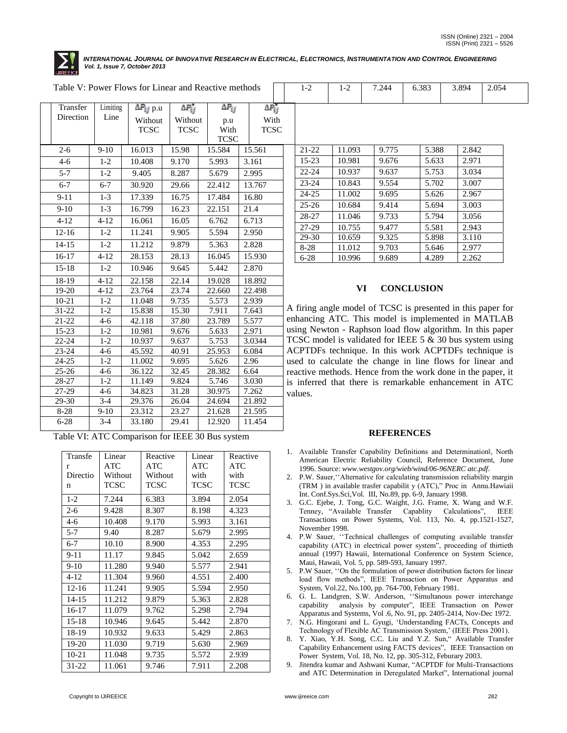Table V: Power Flows for Linear and Reactive methods

| Transfer Direction | Limiting Line | $\Delta P_{ij}$ p.u Without TCSC | $\Delta P^*_{ij}$ Without TCSC | $\Delta P_{ij}$ p.u With TCSC | $\Delta P^*_{ij}$ With TCSC |
|---|---|---|---|---|---|
| 2-6 | 9-10 | 16.013 | 15.98 | 15.584 | 15.561 |
| 4-6 | 1-2 | 10.408 | 9.170 | 5.993 | 3.161 |
| 5-7 | 1-2 | 9.405 | 8.287 | 5.679 | 2.995 |
| 6-7 | 6-7 | 30.920 | 29.66 | 22.412 | 13.767 |
| 9-11 | 1-3 | 17.339 | 16.75 | 17.484 | 16.80 |
| 9-10 | 1-3 | 16.799 | 16.23 | 22.151 | 21.4 |
| 4-12 | 4-12 | 16.061 | 16.05 | 6.762 | 6.713 |
| 12-16 | 1-2 | 11.241 | 9.905 | 5.594 | 2.950 |
| 14-15 | 1-2 | 11.212 | 9.879 | 5.363 | 2.828 |
| 16-17 | 4-12 | 28.153 | 28.13 | 16.045 | 15.930 |
| 15-18 | 1-2 | 10.946 | 9.645 | 5.442 | 2.870 |
| 18-19 | 4-12 | 22.158 | 22.14 | 19.028 | 18.892 |
| 19-20 | 4-12 | 23.764 | 23.74 | 22.660 | 22.498 |
| 10-21 | 1-2 | 11.048 | 9.735 | 5.573 | 2.939 |
| 31-22 | 1-2 | 15.838 | 15.30 | 7.911 | 7.643 |
| 21-22 | 4-6 | 42.118 | 37.80 | 23.789 | 5.577 |
| 15-23 | 1-2 | 10.981 | 9.676 | 5.633 | 2.971 |
| 22-24 | 1-2 | 10.937 | 9.637 | 5.753 | 3.0344 |
| 23-24 | 4-6 | 45.592 | 40.91 | 25.953 | 6.084 |
| 24-25 | 1-2 | 11.002 | 9.695 | 5.626 | 2.96 |
| 25-26 | 4-6 | 36.122 | 32.45 | 28.382 | 6.64 |
| 28-27 | 1-2 | 11.149 | 9.824 | 5.746 | 3.030 |
| 27-29 | 4-6 | 34.823 | 31.28 | 30.975 | 7.262 |
| 29-30 | 3-4 | 29.376 | 26.04 | 24.694 | 21.892 |
| 8-28 | 9-10 | 23.312 | 23.27 | 21.628 | 21.595 |
| 6-28 | 3-4 | 33.180 | 29.41 | 12.920 | 11.454 |

Table VI: ATC Comparison for IEEE 30 Bus system

| Transfer Direction | Linear ATC Without TCSC | Reactive ATC Without TCSC | Linear ATC with TCSC | Reactive ATC with TCSC |
|---|---|---|---|---|
| 1-2 | 7.244 | 6.383 | 3.894 | 2.054 |
| 2-6 | 9.428 | 8.307 | 8.198 | 4.323 |
| 4-6 | 10.408 | 9.170 | 5.993 | 3.161 |
| 5-7 | 9.40 | 8.287 | 5.679 | 2.995 |
| 6-7 | 10.10 | 8.900 | 4.353 | 2.295 |
| 9-11 | 11.17 | 9.845 | 5.042 | 2.659 |
| 9-10 | 11.280 | 9.940 | 5.577 | 2.941 |
| 4-12 | 11.304 | 9.960 | 4.551 | 2.400 |
| 12-16 | 11.241 | 9.905 | 5.594 | 2.950 |
| 14-15 | 11.212 | 9.879 | 5.363 | 2.828 |
| 16-17 | 11.079 | 9.762 | 5.298 | 2.794 |
| 15-18 | 10.946 | 9.645 | 5.442 | 2.870 |
| 18-19 | 10.932 | 9.633 | 5.429 | 2.863 |
| 19-20 | 11.030 | 9.719 | 5.630 | 2.969 |
| 10-21 | 11.048 | 9.735 | 5.572 | 2.939 |
| 31-22 | 11.061 | 9.746 | 7.911 | 2.208 |
| 21-22 | 11.093 | 9.775 | 5.388 | 2.842 |
| 15-23 | 10.981 | 9.676 | 5.633 | 2.971 |
| 22-24 | 10.937 | 9.637 | 5.753 | 3.034 |
| 23-24 | 10.843 | 9.554 | 5.702 | 3.007 |
| 24-25 | 11.002 | 9.695 | 5.626 | 2.967 |
| 25-26 | 10.684 | 9.414 | 5.694 | 3.003 |
| 28-27 | 11.046 | 9.733 | 5.794 | 3.056 |
| 27-29 | 10.755 | 9.477 | 5.581 | 2.943 |
| 29-30 | 10.659 | 9.325 | 5.898 | 3.110 |
| 8-28 | 11.012 | 9.703 | 5.646 | 2.977 |
| 6-28 | 10.996 | 9.689 | 4.289 | 2.262 |

## VI CONCLUSION

A firing angle model of TCSC is presented in this paper for enhancing ATC. This model is implemented in MATLAB using Newton - Raphson load flow algorithm. In this paper TCSC model is validated for IEEE 5 & 30 bus system using ACPTDFs technique. In this work ACPTDFs technique is used to calculate the change in line flows for linear and reactive methods. Hence from the work done in the paper, it is inferred that there is remarkable enhancement in ATC values.

## REFERENCES

1. Available Transfer Capability Definitions and Determination‖, North American Electric Reliability Council, Reference Document, June 1996. Source: *www.westgov.org/wieb/wind/06-96NERC atc.pdf*.
2. P.W. Sauer,''Alternative for calculating transmission reliability margin (TRM ) in available trasfer capabilit y (ATC)," Proc in Annu.Hawiaii Int. Conf.Sys.Sci,Vol. III, No.89, pp. 6-9, January 1998.
3. G.C. Ejebe, J. Tong, G.C. Waight, J.G. Frame, X. Wang and W.F. Tenney, "Available Transfer Capablity Calculations", IEEE Transactions on Power Systems, Vol. 113, No. 4, pp.1521-1527, November 1998.
4. P.W Sauer, ''Technical challenges of computing available transfer capability (ATC) in electrical power system", proceeding of thirtieth annual (1997) Hawaii, International Conference on System Science, Maui, Hawaii, Vol. 5, pp. 589-593, January 1997.
5. P.W Sauer, ''On the formulation of power distribution factors for linear load flow methods", IEEE Transaction on Power Apparatus and System, Vol.22, No.100, pp. 764-700, February 1981.
6. G. L. Landgren, S.W. Anderson, ''Simultanous power interchange capability analysis by computer", IEEE Transaction on Power Apparatus and Systems, Vol .6, No. 91, pp. 2405-2414, Nov-Dec 1972.
7. N.G. Hingorani and L. Gyugi, 'Understanding FACTs, Concepts and Technology of Flexible AC Transmission System,' (IEEE Press 2001).
8. Y. Xiao, Y.H. Song, C.C. Liu and Y.Z. Sun," Available Transfer Capability Enhancement using FACTS devices", IEEE Transaction on Power System, Vol. 18, No. 12, pp. 305-312, Feburary 2003.
9. Jitendra kumar and Ashwani Kumar, "ACPTDF for Multi-Transactions and ATC Determination in Deregulated Market", International journal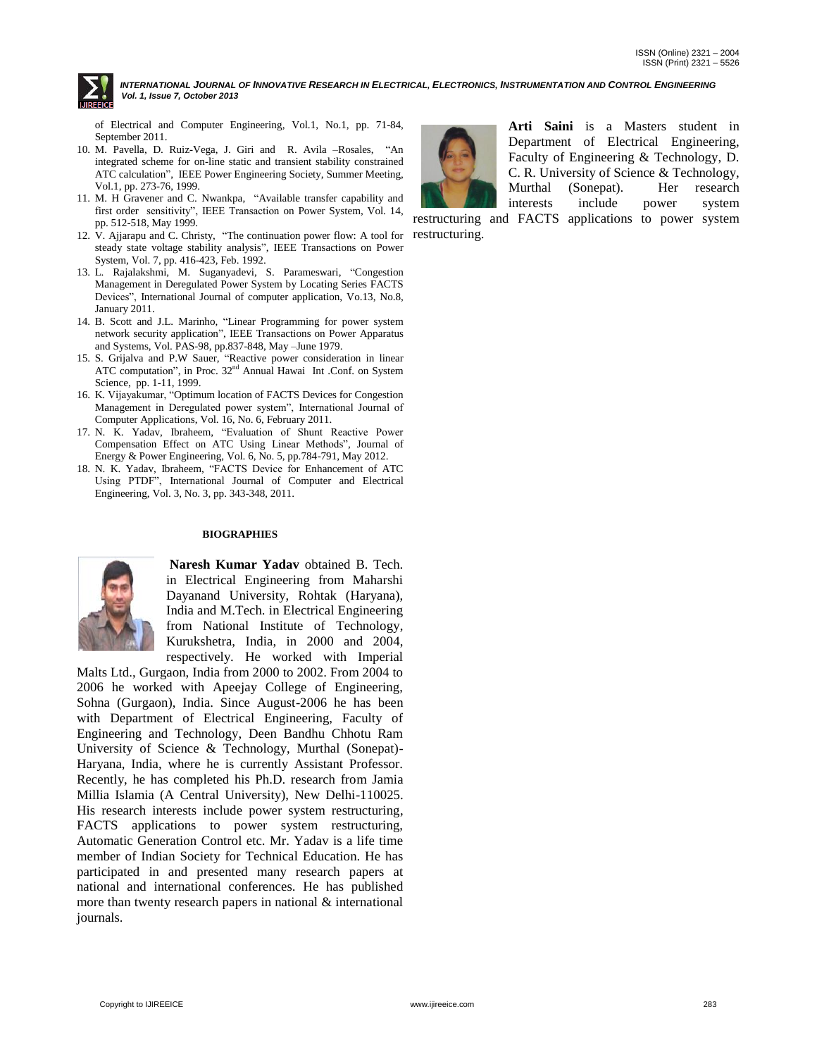of Electrical and Computer Engineering, Vol.1, No.1, pp. 71-84, September 2011.

10. M. Pavella, D. Ruiz-Vega, J. Giri and R. Avila –Rosales, "An integrated scheme for on-line static and transient stability constrained ATC calculation", IEEE Power Engineering Society, Summer Meeting, Vol.1, pp. 273-76, 1999.
11. M. H Gravener and C. Nwankpa, "Available transfer capability and first order sensitivity", IEEE Transaction on Power System, Vol. 14, pp. 512-518, May 1999.
12. V. Ajjarapu and C. Christy, "The continuation power flow: A tool for steady state voltage stability analysis", IEEE Transactions on Power System, Vol. 7, pp. 416-423, Feb. 1992.
13. L. Rajalakshmi, M. Suganyadevi, S. Parameswari, "Congestion Management in Deregulated Power System by Locating Series FACTS Devices", International Journal of computer application, Vo.13, No.8, January 2011.
14. B. Scott and J.L. Marinho, "Linear Programming for power system network security application", IEEE Transactions on Power Apparatus and Systems, Vol. PAS-98, pp.837-848, May –June 1979.
15. S. Grijalva and P.W Sauer, "Reactive power consideration in linear ATC computation", in Proc. 32nd Annual Hawai Int .Conf. on System Science, pp. 1-11, 1999.
16. K. Vijayakumar, "Optimum location of FACTS Devices for Congestion Management in Deregulated power system", International Journal of Computer Applications, Vol. 16, No. 6, February 2011.
17. N. K. Yadav, Ibraheem, "Evaluation of Shunt Reactive Power Compensation Effect on ATC Using Linear Methods", Journal of Energy & Power Engineering, Vol. 6, No. 5, pp.784-791, May 2012.
18. N. K. Yadav, Ibraheem, "FACTS Device for Enhancement of ATC Using PTDF", International Journal of Computer and Electrical Engineering, Vol. 3, No. 3, pp. 343-348, 2011.

## BIOGRAPHIES

**Naresh Kumar Yadav** obtained B. Tech. in Electrical Engineering from Maharshi Dayanand University, Rohtak (Haryana), India and M.Tech. in Electrical Engineering from National Institute of Technology, Kurukshetra, India, in 2000 and 2004, respectively. He worked with Imperial Malts Ltd., Gurgaon, India from 2000 to 2002. From 2004 to 2006 he worked with Apeejay College of Engineering, Sohna (Gurgaon), India. Since August-2006 he has been with Department of Electrical Engineering, Faculty of Engineering and Technology, Deen Bandhu Chhotu Ram University of Science & Technology, Murthal (Sonepat)-Haryana, India, where he is currently Assistant Professor. Recently, he has completed his Ph.D. research from Jamia Millia Islamia (A Central University), New Delhi-110025. His research interests include power system restructuring, FACTS applications to power system restructuring, Automatic Generation Control etc. Mr. Yadav is a life time member of Indian Society for Technical Education. He has participated in and presented many research papers at national and international conferences. He has published more than twenty research papers in national & international journals.

**Arti Saini** is a Masters student in Department of Electrical Engineering, Faculty of Engineering & Technology, D. C. R. University of Science & Technology, Murthal (Sonepat). Her research interests include power system restructuring and FACTS applications to power system restructuring.